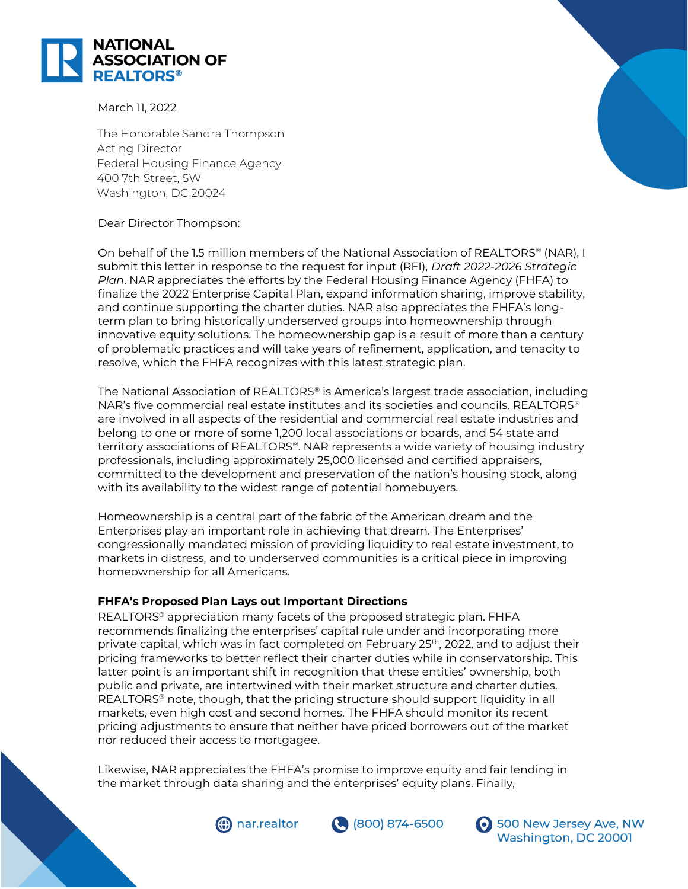**NATIONAL ASSOCIATION OF REALTORS®**

March 11, 2022

The Honorable Sandra Thompson
Acting Director
Federal Housing Finance Agency
400 7th Street, SW
Washington, DC 20024

Dear Director Thompson:

On behalf of the 1.5 million members of the National Association of REALTORS® (NAR), I submit this letter in response to the request for input (RFI), *Draft 2022-2026 Strategic Plan*. NAR appreciates the efforts by the Federal Housing Finance Agency (FHFA) to finalize the 2022 Enterprise Capital Plan, expand information sharing, improve stability, and continue supporting the charter duties. NAR also appreciates the FHFA's long-term plan to bring historically underserved groups into homeownership through innovative equity solutions. The homeownership gap is a result of more than a century of problematic practices and will take years of refinement, application, and tenacity to resolve, which the FHFA recognizes with this latest strategic plan.

The National Association of REALTORS® is America's largest trade association, including NAR's five commercial real estate institutes and its societies and councils. REALTORS® are involved in all aspects of the residential and commercial real estate industries and belong to one or more of some 1,200 local associations or boards, and 54 state and territory associations of REALTORS®. NAR represents a wide variety of housing industry professionals, including approximately 25,000 licensed and certified appraisers, committed to the development and preservation of the nation's housing stock, along with its availability to the widest range of potential homebuyers.

Homeownership is a central part of the fabric of the American dream and the Enterprises play an important role in achieving that dream. The Enterprises' congressionally mandated mission of providing liquidity to real estate investment, to markets in distress, and to underserved communities is a critical piece in improving homeownership for all Americans.

**FHFA's Proposed Plan Lays out Important Directions**
REALTORS® appreciation many facets of the proposed strategic plan. FHFA recommends finalizing the enterprises' capital rule under and incorporating more private capital, which was in fact completed on February 25th, 2022, and to adjust their pricing frameworks to better reflect their charter duties while in conservatorship. This latter point is an important shift in recognition that these entities' ownership, both public and private, are intertwined with their market structure and charter duties. REALTORS® note, though, that the pricing structure should support liquidity in all markets, even high cost and second homes. The FHFA should monitor its recent pricing adjustments to ensure that neither have priced borrowers out of the market nor reduced their access to mortgagee.

Likewise, NAR appreciates the FHFA's promise to improve equity and fair lending in the market through data sharing and the enterprises' equity plans. Finally,

nar.realtor (800) 874-6500 500 New Jersey Ave, NW Washington, DC 20001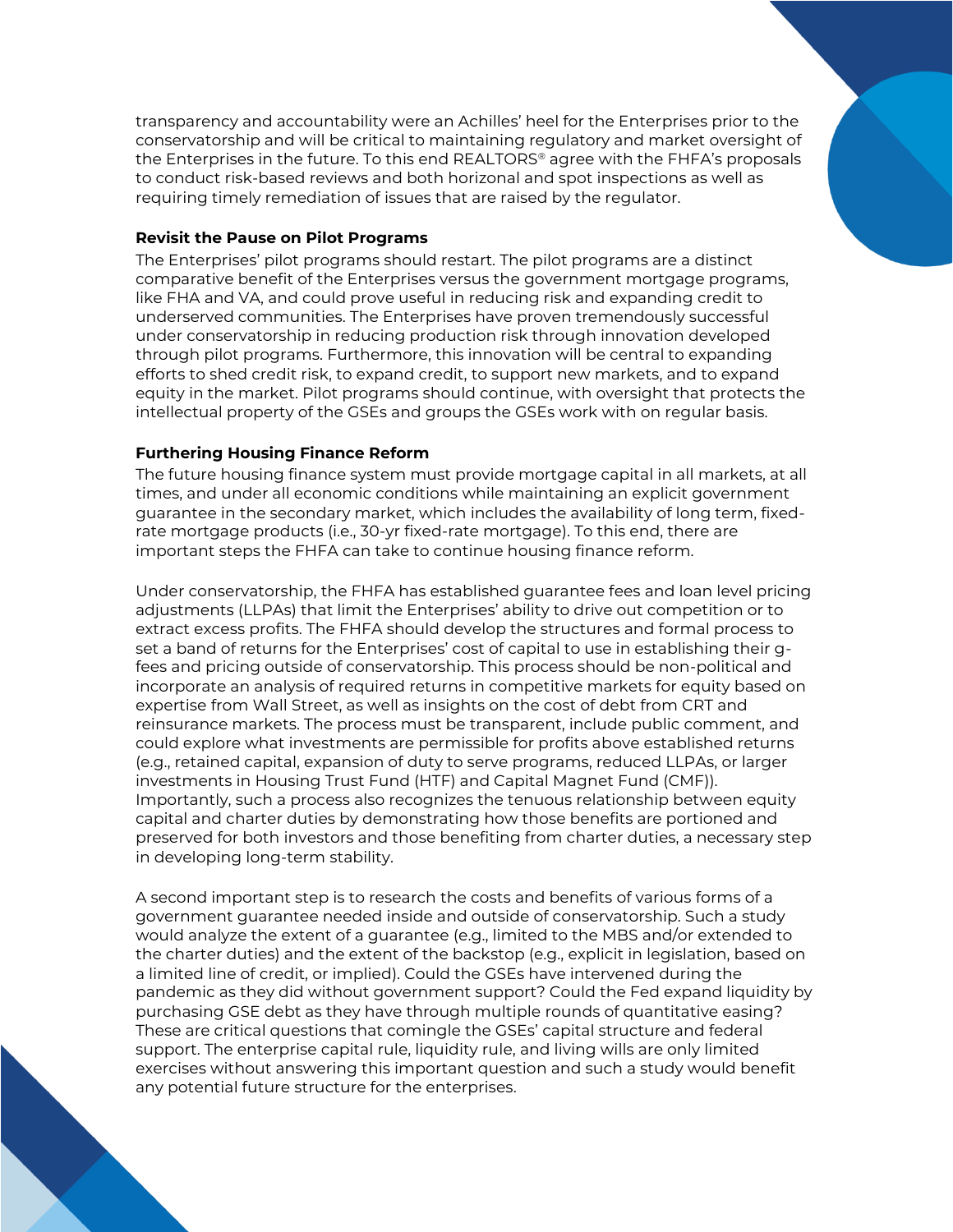transparency and accountability were an Achilles' heel for the Enterprises prior to the conservatorship and will be critical to maintaining regulatory and market oversight of the Enterprises in the future. To this end REALTORS® agree with the FHFA's proposals to conduct risk-based reviews and both horizonal and spot inspections as well as requiring timely remediation of issues that are raised by the regulator.

**Revisit the Pause on Pilot Programs**

The Enterprises' pilot programs should restart. The pilot programs are a distinct comparative benefit of the Enterprises versus the government mortgage programs, like FHA and VA, and could prove useful in reducing risk and expanding credit to underserved communities. The Enterprises have proven tremendously successful under conservatorship in reducing production risk through innovation developed through pilot programs. Furthermore, this innovation will be central to expanding efforts to shed credit risk, to expand credit, to support new markets, and to expand equity in the market. Pilot programs should continue, with oversight that protects the intellectual property of the GSEs and groups the GSEs work with on regular basis.

**Furthering Housing Finance Reform**

The future housing finance system must provide mortgage capital in all markets, at all times, and under all economic conditions while maintaining an explicit government guarantee in the secondary market, which includes the availability of long term, fixed-rate mortgage products (i.e., 30-yr fixed-rate mortgage). To this end, there are important steps the FHFA can take to continue housing finance reform.

Under conservatorship, the FHFA has established guarantee fees and loan level pricing adjustments (LLPAs) that limit the Enterprises' ability to drive out competition or to extract excess profits. The FHFA should develop the structures and formal process to set a band of returns for the Enterprises' cost of capital to use in establishing their g-fees and pricing outside of conservatorship. This process should be non-political and incorporate an analysis of required returns in competitive markets for equity based on expertise from Wall Street, as well as insights on the cost of debt from CRT and reinsurance markets. The process must be transparent, include public comment, and could explore what investments are permissible for profits above established returns (e.g., retained capital, expansion of duty to serve programs, reduced LLPAs, or larger investments in Housing Trust Fund (HTF) and Capital Magnet Fund (CMF)). Importantly, such a process also recognizes the tenuous relationship between equity capital and charter duties by demonstrating how those benefits are portioned and preserved for both investors and those benefiting from charter duties, a necessary step in developing long-term stability.

A second important step is to research the costs and benefits of various forms of a government guarantee needed inside and outside of conservatorship. Such a study would analyze the extent of a guarantee (e.g., limited to the MBS and/or extended to the charter duties) and the extent of the backstop (e.g., explicit in legislation, based on a limited line of credit, or implied). Could the GSEs have intervened during the pandemic as they did without government support? Could the Fed expand liquidity by purchasing GSE debt as they have through multiple rounds of quantitative easing? These are critical questions that comingle the GSEs' capital structure and federal support. The enterprise capital rule, liquidity rule, and living wills are only limited exercises without answering this important question and such a study would benefit any potential future structure for the enterprises.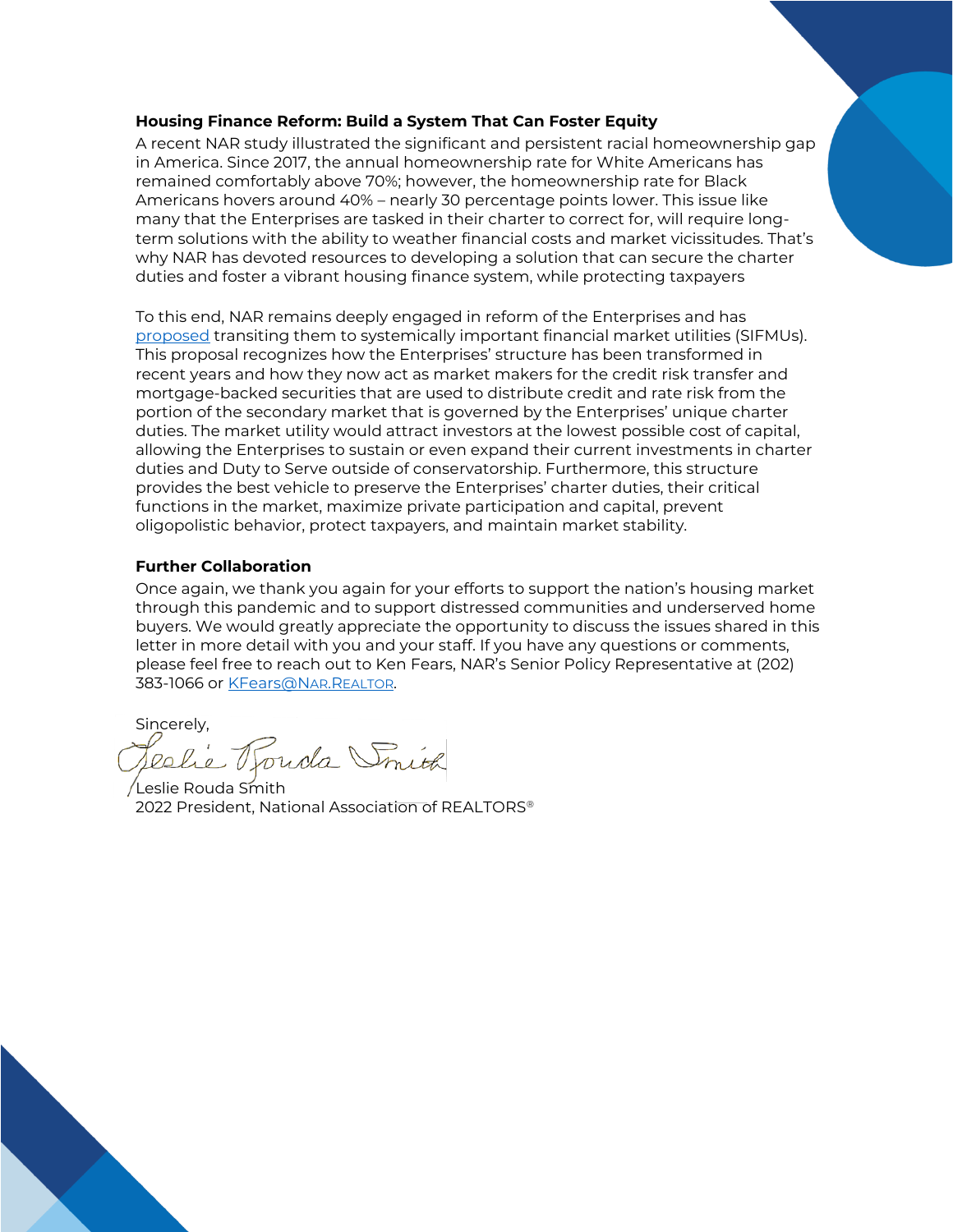**Housing Finance Reform: Build a System That Can Foster Equity**

A recent NAR study illustrated the significant and persistent racial homeownership gap in America. Since 2017, the annual homeownership rate for White Americans has remained comfortably above 70%; however, the homeownership rate for Black Americans hovers around 40% – nearly 30 percentage points lower. This issue like many that the Enterprises are tasked in their charter to correct for, will require long-term solutions with the ability to weather financial costs and market vicissitudes. That's why NAR has devoted resources to developing a solution that can secure the charter duties and foster a vibrant housing finance system, while protecting taxpayers

To this end, NAR remains deeply engaged in reform of the Enterprises and has proposed transiting them to systemically important financial market utilities (SIFMUs). This proposal recognizes how the Enterprises' structure has been transformed in recent years and how they now act as market makers for the credit risk transfer and mortgage-backed securities that are used to distribute credit and rate risk from the portion of the secondary market that is governed by the Enterprises' unique charter duties. The market utility would attract investors at the lowest possible cost of capital, allowing the Enterprises to sustain or even expand their current investments in charter duties and Duty to Serve outside of conservatorship. Furthermore, this structure provides the best vehicle to preserve the Enterprises' charter duties, their critical functions in the market, maximize private participation and capital, prevent oligopolistic behavior, protect taxpayers, and maintain market stability.

**Further Collaboration**

Once again, we thank you again for your efforts to support the nation's housing market through this pandemic and to support distressed communities and underserved home buyers. We would greatly appreciate the opportunity to discuss the issues shared in this letter in more detail with you and your staff. If you have any questions or comments, please feel free to reach out to Ken Fears, NAR's Senior Policy Representative at (202) 383-1066 or KFears@NAR.REALTOR.

Sincerely,

Leslie Rouda Smith
2022 President, National Association of REALTORS®